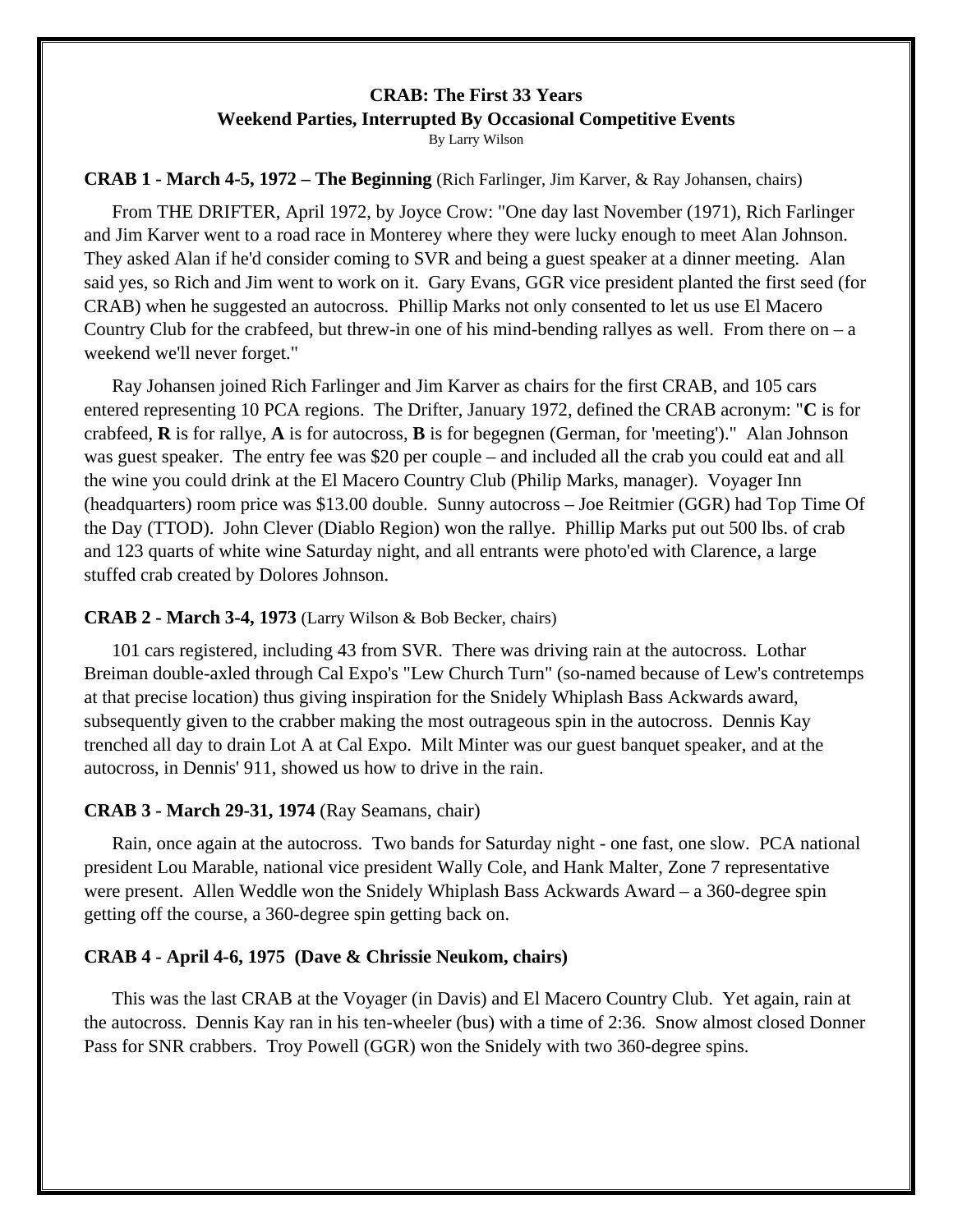# CRAB: The First 33 Years
## Weekend Parties, Interrupted By Occasional Competitive Events

By Larry Wilson

**CRAB 1 - March 4-5, 1972 – The Beginning** (Rich Farlinger, Jim Karver, & Ray Johansen, chairs)

From THE DRIFTER, April 1972, by Joyce Crow: "One day last November (1971), Rich Farlinger and Jim Karver went to a road race in Monterey where they were lucky enough to meet Alan Johnson. They asked Alan if he'd consider coming to SVR and being a guest speaker at a dinner meeting. Alan said yes, so Rich and Jim went to work on it. Gary Evans, GGR vice president planted the first seed (for CRAB) when he suggested an autocross. Phillip Marks not only consented to let us use El Macero Country Club for the crabfeed, but threw-in one of his mind-bending rallyes as well. From there on – a weekend we'll never forget."

Ray Johansen joined Rich Farlinger and Jim Karver as chairs for the first CRAB, and 105 cars entered representing 10 PCA regions. The Drifter, January 1972, defined the CRAB acronym: "**C** is for crabfeed, **R** is for rallye, **A** is for autocross, **B** is for begegnen (German, for 'meeting')." Alan Johnson was guest speaker. The entry fee was $20 per couple – and included all the crab you could eat and all the wine you could drink at the El Macero Country Club (Philip Marks, manager). Voyager Inn (headquarters) room price was $13.00 double. Sunny autocross – Joe Reitmier (GGR) had Top Time Of the Day (TTOD). John Clever (Diablo Region) won the rallye. Phillip Marks put out 500 lbs. of crab and 123 quarts of white wine Saturday night, and all entrants were photo'ed with Clarence, a large stuffed crab created by Dolores Johnson.

**CRAB 2 - March 3-4, 1973** (Larry Wilson & Bob Becker, chairs)

101 cars registered, including 43 from SVR. There was driving rain at the autocross. Lothar Breiman double-axled through Cal Expo's "Lew Church Turn" (so-named because of Lew's contretemps at that precise location) thus giving inspiration for the Snidely Whiplash Bass Ackwards award, subsequently given to the crabber making the most outrageous spin in the autocross. Dennis Kay trenched all day to drain Lot A at Cal Expo. Milt Minter was our guest banquet speaker, and at the autocross, in Dennis' 911, showed us how to drive in the rain.

**CRAB 3 - March 29-31, 1974** (Ray Seamans, chair)

Rain, once again at the autocross. Two bands for Saturday night - one fast, one slow. PCA national president Lou Marable, national vice president Wally Cole, and Hank Malter, Zone 7 representative were present. Allen Weddle won the Snidely Whiplash Bass Ackwards Award – a 360-degree spin getting off the course, a 360-degree spin getting back on.

**CRAB 4 - April 4-6, 1975 (Dave & Chrissie Neukom, chairs)**

This was the last CRAB at the Voyager (in Davis) and El Macero Country Club. Yet again, rain at the autocross. Dennis Kay ran in his ten-wheeler (bus) with a time of 2:36. Snow almost closed Donner Pass for SNR crabbers. Troy Powell (GGR) won the Snidely with two 360-degree spins.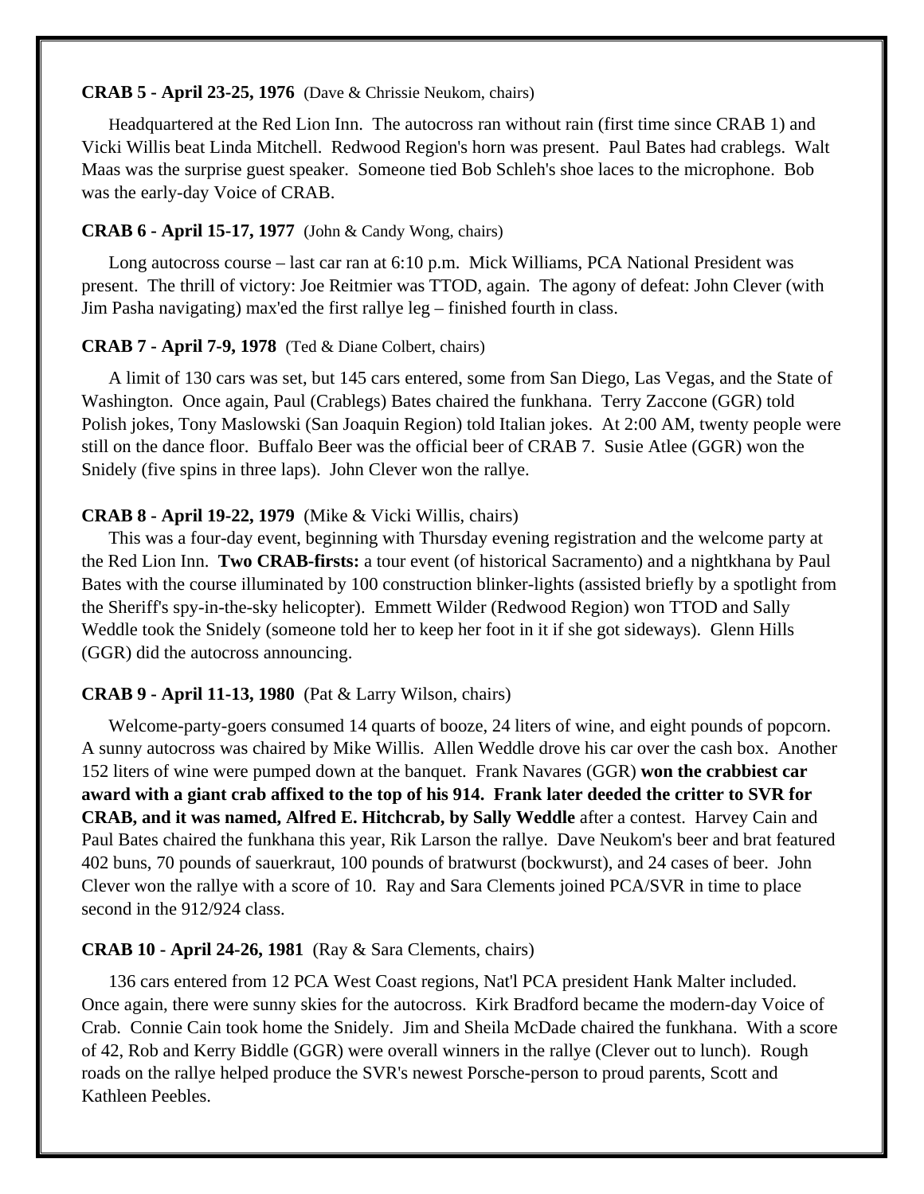**CRAB 5 - April 23-25, 1976** (Dave & Chrissie Neukom, chairs)

Headquartered at the Red Lion Inn. The autocross ran without rain (first time since CRAB 1) and Vicki Willis beat Linda Mitchell. Redwood Region's horn was present. Paul Bates had crablegs. Walt Maas was the surprise guest speaker. Someone tied Bob Schleh's shoe laces to the microphone. Bob was the early-day Voice of CRAB.

**CRAB 6 - April 15-17, 1977** (John & Candy Wong, chairs)

Long autocross course – last car ran at 6:10 p.m. Mick Williams, PCA National President was present. The thrill of victory: Joe Reitmier was TTOD, again. The agony of defeat: John Clever (with Jim Pasha navigating) max'ed the first rallye leg – finished fourth in class.

**CRAB 7 - April 7-9, 1978** (Ted & Diane Colbert, chairs)

A limit of 130 cars was set, but 145 cars entered, some from San Diego, Las Vegas, and the State of Washington. Once again, Paul (Crablegs) Bates chaired the funkhana. Terry Zaccone (GGR) told Polish jokes, Tony Maslowski (San Joaquin Region) told Italian jokes. At 2:00 AM, twenty people were still on the dance floor. Buffalo Beer was the official beer of CRAB 7. Susie Atlee (GGR) won the Snidely (five spins in three laps). John Clever won the rallye.

**CRAB 8 - April 19-22, 1979** (Mike & Vicki Willis, chairs)

This was a four-day event, beginning with Thursday evening registration and the welcome party at the Red Lion Inn. **Two CRAB-firsts:** a tour event (of historical Sacramento) and a nightkhana by Paul Bates with the course illuminated by 100 construction blinker-lights (assisted briefly by a spotlight from the Sheriff's spy-in-the-sky helicopter). Emmett Wilder (Redwood Region) won TTOD and Sally Weddle took the Snidely (someone told her to keep her foot in it if she got sideways). Glenn Hills (GGR) did the autocross announcing.

**CRAB 9 - April 11-13, 1980** (Pat & Larry Wilson, chairs)

Welcome-party-goers consumed 14 quarts of booze, 24 liters of wine, and eight pounds of popcorn. A sunny autocross was chaired by Mike Willis. Allen Weddle drove his car over the cash box. Another 152 liters of wine were pumped down at the banquet. Frank Navares (GGR) **won the crabbiest car award with a giant crab affixed to the top of his 914. Frank later deeded the critter to SVR for CRAB, and it was named, Alfred E. Hitchcrab, by Sally Weddle** after a contest. Harvey Cain and Paul Bates chaired the funkhana this year, Rik Larson the rallye. Dave Neukom's beer and brat featured 402 buns, 70 pounds of sauerkraut, 100 pounds of bratwurst (bockwurst), and 24 cases of beer. John Clever won the rallye with a score of 10. Ray and Sara Clements joined PCA/SVR in time to place second in the 912/924 class.

**CRAB 10 - April 24-26, 1981** (Ray & Sara Clements, chairs)

136 cars entered from 12 PCA West Coast regions, Nat'l PCA president Hank Malter included. Once again, there were sunny skies for the autocross. Kirk Bradford became the modern-day Voice of Crab. Connie Cain took home the Snidely. Jim and Sheila McDade chaired the funkhana. With a score of 42, Rob and Kerry Biddle (GGR) were overall winners in the rallye (Clever out to lunch). Rough roads on the rallye helped produce the SVR's newest Porsche-person to proud parents, Scott and Kathleen Peebles.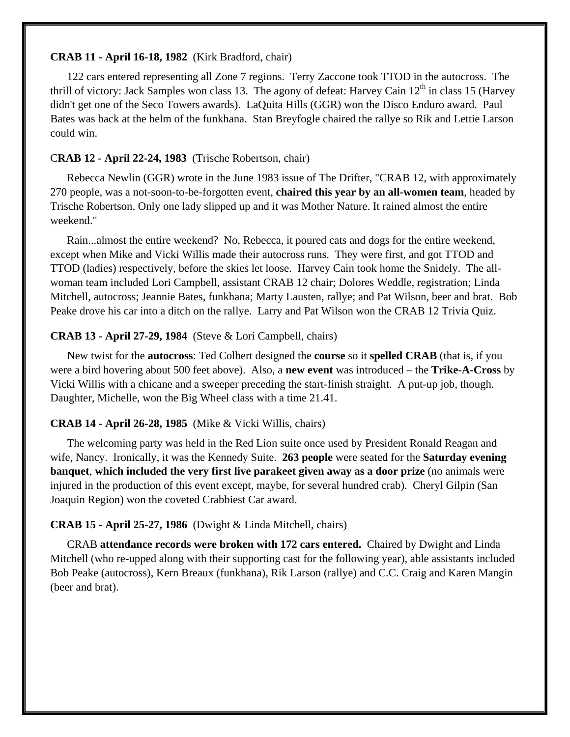**CRAB 11 - April 16-18, 1982** (Kirk Bradford, chair)

122 cars entered representing all Zone 7 regions. Terry Zaccone took TTOD in the autocross. The thrill of victory: Jack Samples won class 13. The agony of defeat: Harvey Cain 12th in class 15 (Harvey didn't get one of the Seco Towers awards). LaQuita Hills (GGR) won the Disco Enduro award. Paul Bates was back at the helm of the funkhana. Stan Breyfogle chaired the rallye so Rik and Lettie Larson could win.

C**RAB 12 - April 22-24, 1983** (Trische Robertson, chair)

Rebecca Newlin (GGR) wrote in the June 1983 issue of The Drifter, "CRAB 12, with approximately 270 people, was a not-soon-to-be-forgotten event, **chaired this year by an all-women team**, headed by Trische Robertson. Only one lady slipped up and it was Mother Nature. It rained almost the entire weekend."

Rain...almost the entire weekend? No, Rebecca, it poured cats and dogs for the entire weekend, except when Mike and Vicki Willis made their autocross runs. They were first, and got TTOD and TTOD (ladies) respectively, before the skies let loose. Harvey Cain took home the Snidely. The all-woman team included Lori Campbell, assistant CRAB 12 chair; Dolores Weddle, registration; Linda Mitchell, autocross; Jeannie Bates, funkhana; Marty Lausten, rallye; and Pat Wilson, beer and brat. Bob Peake drove his car into a ditch on the rallye. Larry and Pat Wilson won the CRAB 12 Trivia Quiz.

**CRAB 13 - April 27-29, 1984** (Steve & Lori Campbell, chairs)

New twist for the **autocross**: Ted Colbert designed the **course** so it **spelled CRAB** (that is, if you were a bird hovering about 500 feet above). Also, a **new event** was introduced – the **Trike-A-Cross** by Vicki Willis with a chicane and a sweeper preceding the start-finish straight. A put-up job, though. Daughter, Michelle, won the Big Wheel class with a time 21.41.

**CRAB 14 - April 26-28, 1985** (Mike & Vicki Willis, chairs)

The welcoming party was held in the Red Lion suite once used by President Ronald Reagan and wife, Nancy. Ironically, it was the Kennedy Suite. **263 people** were seated for the **Saturday evening banquet**, **which included the very first live parakeet given away as a door prize** (no animals were injured in the production of this event except, maybe, for several hundred crab). Cheryl Gilpin (San Joaquin Region) won the coveted Crabbiest Car award.

**CRAB 15 - April 25-27, 1986** (Dwight & Linda Mitchell, chairs)

CRAB **attendance records were broken with 172 cars entered.** Chaired by Dwight and Linda Mitchell (who re-upped along with their supporting cast for the following year), able assistants included Bob Peake (autocross), Kern Breaux (funkhana), Rik Larson (rallye) and C.C. Craig and Karen Mangin (beer and brat).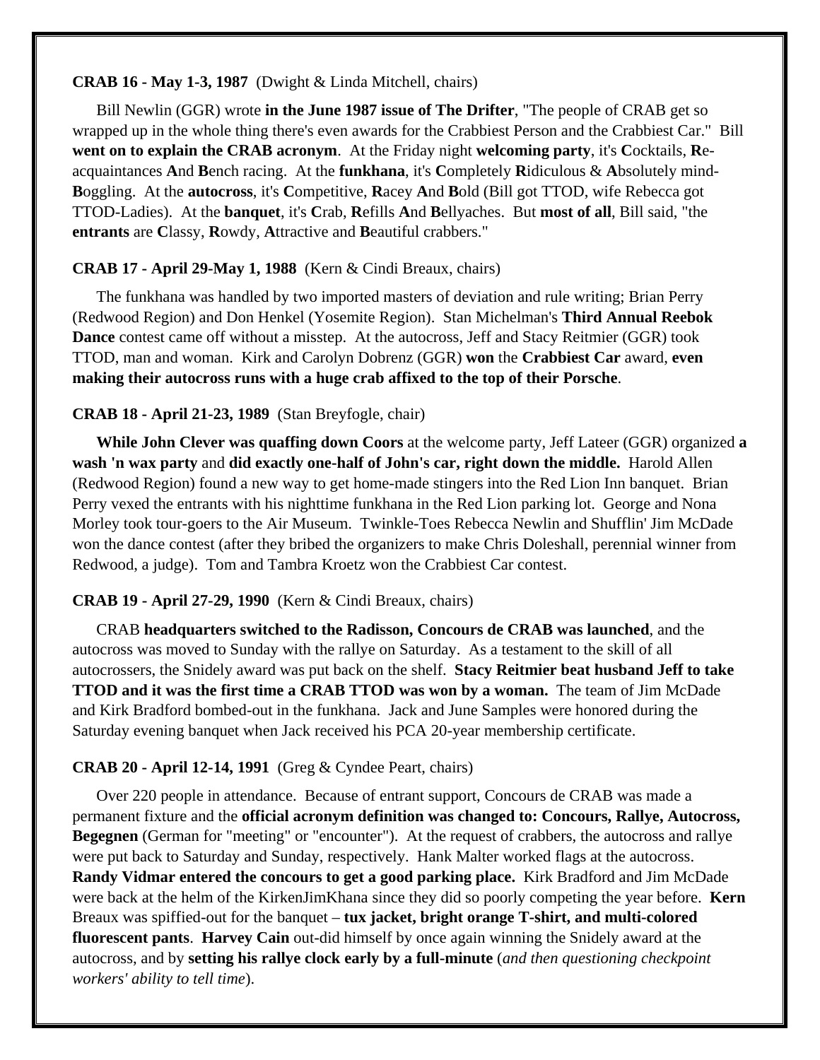**CRAB 16 - May 1-3, 1987** (Dwight & Linda Mitchell, chairs)

Bill Newlin (GGR) wrote **in the June 1987 issue of The Drifter**, "The people of CRAB get so wrapped up in the whole thing there's even awards for the Crabbiest Person and the Crabbiest Car." Bill **went on to explain the CRAB acronym**. At the Friday night **welcoming party**, it's **C**ocktails, **R**e-acquaintances **A**nd **B**ench racing. At the **funkhana**, it's **C**ompletely **R**idiculous & **A**bsolutely mind-**B**oggling. At the **autocross**, it's **C**ompetitive, **R**acey **A**nd **B**old (Bill got TTOD, wife Rebecca got TTOD-Ladies). At the **banquet**, it's **C**rab, **R**efills **A**nd **B**ellyaches. But **most of all**, Bill said, "the **entrants** are **C**lassy, **R**owdy, **A**ttractive and **B**eautiful crabbers."

**CRAB 17 - April 29-May 1, 1988** (Kern & Cindi Breaux, chairs)

The funkhana was handled by two imported masters of deviation and rule writing; Brian Perry (Redwood Region) and Don Henkel (Yosemite Region). Stan Michelman's **Third Annual Reebok Dance** contest came off without a misstep. At the autocross, Jeff and Stacy Reitmier (GGR) took TTOD, man and woman. Kirk and Carolyn Dobrenz (GGR) **won** the **Crabbiest Car** award, **even making their autocross runs with a huge crab affixed to the top of their Porsche**.

**CRAB 18 - April 21-23, 1989** (Stan Breyfogle, chair)

**While John Clever was quaffing down Coors** at the welcome party, Jeff Lateer (GGR) organized **a wash 'n wax party** and **did exactly one-half of John's car, right down the middle.** Harold Allen (Redwood Region) found a new way to get home-made stingers into the Red Lion Inn banquet. Brian Perry vexed the entrants with his nighttime funkhana in the Red Lion parking lot. George and Nona Morley took tour-goers to the Air Museum. Twinkle-Toes Rebecca Newlin and Shufflin' Jim McDade won the dance contest (after they bribed the organizers to make Chris Doleshall, perennial winner from Redwood, a judge). Tom and Tambra Kroetz won the Crabbiest Car contest.

**CRAB 19 - April 27-29, 1990** (Kern & Cindi Breaux, chairs)

CRAB **headquarters switched to the Radisson, Concours de CRAB was launched**, and the autocross was moved to Sunday with the rallye on Saturday. As a testament to the skill of all autocrossers, the Snidely award was put back on the shelf. **Stacy Reitmier beat husband Jeff to take TTOD and it was the first time a CRAB TTOD was won by a woman.** The team of Jim McDade and Kirk Bradford bombed-out in the funkhana. Jack and June Samples were honored during the Saturday evening banquet when Jack received his PCA 20-year membership certificate.

**CRAB 20 - April 12-14, 1991** (Greg & Cyndee Peart, chairs)

Over 220 people in attendance. Because of entrant support, Concours de CRAB was made a permanent fixture and the **official acronym definition was changed to: Concours, Rallye, Autocross, Begegnen** (German for "meeting" or "encounter"). At the request of crabbers, the autocross and rallye were put back to Saturday and Sunday, respectively. Hank Malter worked flags at the autocross. **Randy Vidmar entered the concours to get a good parking place.** Kirk Bradford and Jim McDade were back at the helm of the KirkenJimKhana since they did so poorly competing the year before. **Kern** Breaux was spiffied-out for the banquet – **tux jacket, bright orange T-shirt, and multi-colored fluorescent pants**. **Harvey Cain** out-did himself by once again winning the Snidely award at the autocross, and by **setting his rallye clock early by a full-minute** (*and then questioning checkpoint workers' ability to tell time*).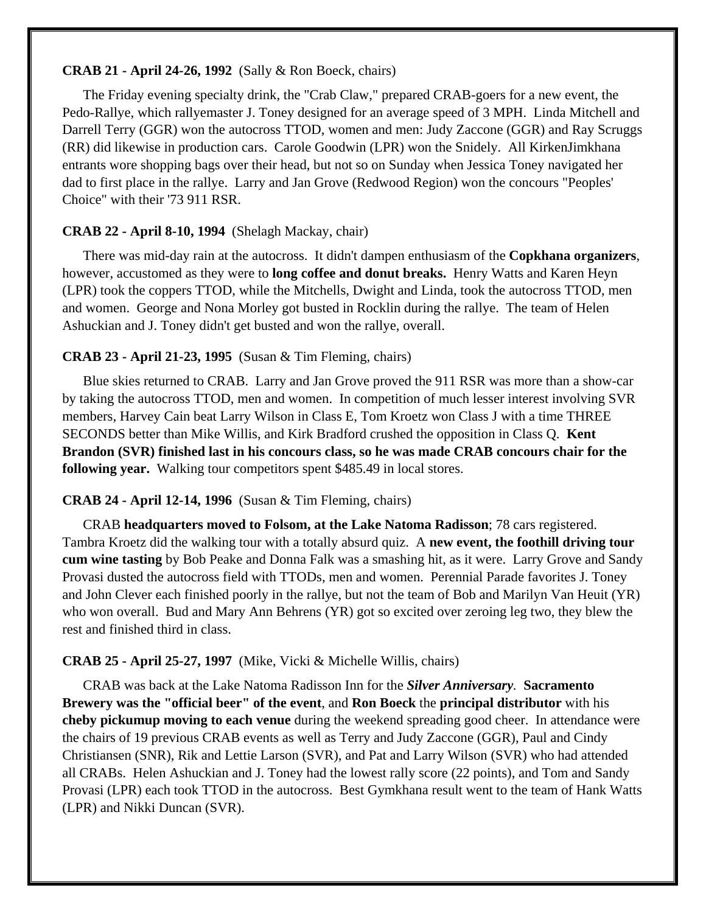**CRAB 21 - April 24-26, 1992** (Sally & Ron Boeck, chairs)

The Friday evening specialty drink, the "Crab Claw," prepared CRAB-goers for a new event, the Pedo-Rallye, which rallyemaster J. Toney designed for an average speed of 3 MPH. Linda Mitchell and Darrell Terry (GGR) won the autocross TTOD, women and men: Judy Zaccone (GGR) and Ray Scruggs (RR) did likewise in production cars. Carole Goodwin (LPR) won the Snidely. All KirkenJimkhana entrants wore shopping bags over their head, but not so on Sunday when Jessica Toney navigated her dad to first place in the rallye. Larry and Jan Grove (Redwood Region) won the concours "Peoples' Choice" with their '73 911 RSR.

**CRAB 22 - April 8-10, 1994** (Shelagh Mackay, chair)

There was mid-day rain at the autocross. It didn't dampen enthusiasm of the **Copkhana organizers**, however, accustomed as they were to **long coffee and donut breaks.** Henry Watts and Karen Heyn (LPR) took the coppers TTOD, while the Mitchells, Dwight and Linda, took the autocross TTOD, men and women. George and Nona Morley got busted in Rocklin during the rallye. The team of Helen Ashuckian and J. Toney didn't get busted and won the rallye, overall.

**CRAB 23 - April 21-23, 1995** (Susan & Tim Fleming, chairs)

Blue skies returned to CRAB. Larry and Jan Grove proved the 911 RSR was more than a show-car by taking the autocross TTOD, men and women. In competition of much lesser interest involving SVR members, Harvey Cain beat Larry Wilson in Class E, Tom Kroetz won Class J with a time THREE SECONDS better than Mike Willis, and Kirk Bradford crushed the opposition in Class Q. **Kent Brandon (SVR) finished last in his concours class, so he was made CRAB concours chair for the following year.** Walking tour competitors spent $485.49 in local stores.

**CRAB 24 - April 12-14, 1996** (Susan & Tim Fleming, chairs)

CRAB **headquarters moved to Folsom, at the Lake Natoma Radisson**; 78 cars registered. Tambra Kroetz did the walking tour with a totally absurd quiz. A **new event, the foothill driving tour cum wine tasting** by Bob Peake and Donna Falk was a smashing hit, as it were. Larry Grove and Sandy Provasi dusted the autocross field with TTODs, men and women. Perennial Parade favorites J. Toney and John Clever each finished poorly in the rallye, but not the team of Bob and Marilyn Van Heuit (YR) who won overall. Bud and Mary Ann Behrens (YR) got so excited over zeroing leg two, they blew the rest and finished third in class.

**CRAB 25 - April 25-27, 1997** (Mike, Vicki & Michelle Willis, chairs)

CRAB was back at the Lake Natoma Radisson Inn for the ***Silver Anniversary***. **Sacramento Brewery was the "official beer" of the event**, and **Ron Boeck** the **principal distributor** with his **cheby pickumup moving to each venue** during the weekend spreading good cheer. In attendance were the chairs of 19 previous CRAB events as well as Terry and Judy Zaccone (GGR), Paul and Cindy Christiansen (SNR), Rik and Lettie Larson (SVR), and Pat and Larry Wilson (SVR) who had attended all CRABs. Helen Ashuckian and J. Toney had the lowest rally score (22 points), and Tom and Sandy Provasi (LPR) each took TTOD in the autocross. Best Gymkhana result went to the team of Hank Watts (LPR) and Nikki Duncan (SVR).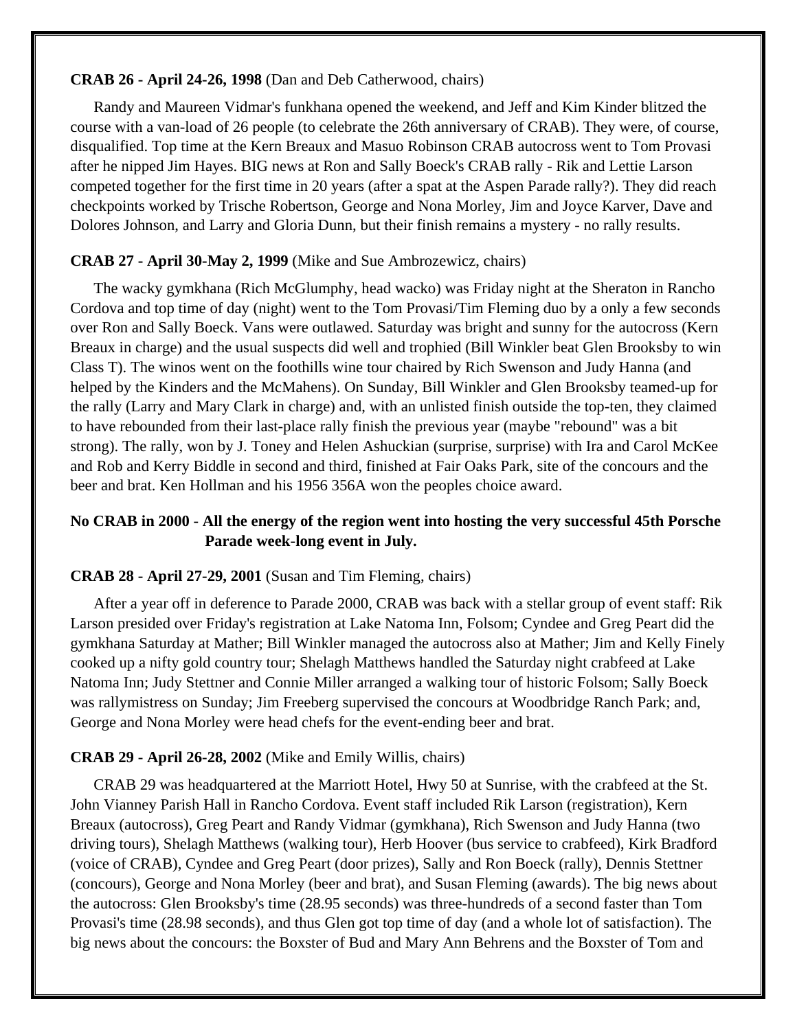**CRAB 26 - April 24-26, 1998** (Dan and Deb Catherwood, chairs)

Randy and Maureen Vidmar's funkhana opened the weekend, and Jeff and Kim Kinder blitzed the course with a van-load of 26 people (to celebrate the 26th anniversary of CRAB). They were, of course, disqualified. Top time at the Kern Breaux and Masuo Robinson CRAB autocross went to Tom Provasi after he nipped Jim Hayes. BIG news at Ron and Sally Boeck's CRAB rally - Rik and Lettie Larson competed together for the first time in 20 years (after a spat at the Aspen Parade rally?). They did reach checkpoints worked by Trische Robertson, George and Nona Morley, Jim and Joyce Karver, Dave and Dolores Johnson, and Larry and Gloria Dunn, but their finish remains a mystery - no rally results.

**CRAB 27 - April 30-May 2, 1999** (Mike and Sue Ambrozewicz, chairs)

The wacky gymkhana (Rich McGlumphy, head wacko) was Friday night at the Sheraton in Rancho Cordova and top time of day (night) went to the Tom Provasi/Tim Fleming duo by a only a few seconds over Ron and Sally Boeck. Vans were outlawed. Saturday was bright and sunny for the autocross (Kern Breaux in charge) and the usual suspects did well and trophied (Bill Winkler beat Glen Brooksby to win Class T). The winos went on the foothills wine tour chaired by Rich Swenson and Judy Hanna (and helped by the Kinders and the McMahens). On Sunday, Bill Winkler and Glen Brooksby teamed-up for the rally (Larry and Mary Clark in charge) and, with an unlisted finish outside the top-ten, they claimed to have rebounded from their last-place rally finish the previous year (maybe "rebound" was a bit strong). The rally, won by J. Toney and Helen Ashuckian (surprise, surprise) with Ira and Carol McKee and Rob and Kerry Biddle in second and third, finished at Fair Oaks Park, site of the concours and the beer and brat. Ken Hollman and his 1956 356A won the peoples choice award.

**No CRAB in 2000 - All the energy of the region went into hosting the very successful 45th Porsche Parade week-long event in July.**

**CRAB 28 - April 27-29, 2001** (Susan and Tim Fleming, chairs)

After a year off in deference to Parade 2000, CRAB was back with a stellar group of event staff: Rik Larson presided over Friday's registration at Lake Natoma Inn, Folsom; Cyndee and Greg Peart did the gymkhana Saturday at Mather; Bill Winkler managed the autocross also at Mather; Jim and Kelly Finely cooked up a nifty gold country tour; Shelagh Matthews handled the Saturday night crabfeed at Lake Natoma Inn; Judy Stettner and Connie Miller arranged a walking tour of historic Folsom; Sally Boeck was rallymistress on Sunday; Jim Freeberg supervised the concours at Woodbridge Ranch Park; and, George and Nona Morley were head chefs for the event-ending beer and brat.

**CRAB 29 - April 26-28, 2002** (Mike and Emily Willis, chairs)

CRAB 29 was headquartered at the Marriott Hotel, Hwy 50 at Sunrise, with the crabfeed at the St. John Vianney Parish Hall in Rancho Cordova. Event staff included Rik Larson (registration), Kern Breaux (autocross), Greg Peart and Randy Vidmar (gymkhana), Rich Swenson and Judy Hanna (two driving tours), Shelagh Matthews (walking tour), Herb Hoover (bus service to crabfeed), Kirk Bradford (voice of CRAB), Cyndee and Greg Peart (door prizes), Sally and Ron Boeck (rally), Dennis Stettner (concours), George and Nona Morley (beer and brat), and Susan Fleming (awards). The big news about the autocross: Glen Brooksby's time (28.95 seconds) was three-hundreds of a second faster than Tom Provasi's time (28.98 seconds), and thus Glen got top time of day (and a whole lot of satisfaction). The big news about the concours: the Boxster of Bud and Mary Ann Behrens and the Boxster of Tom and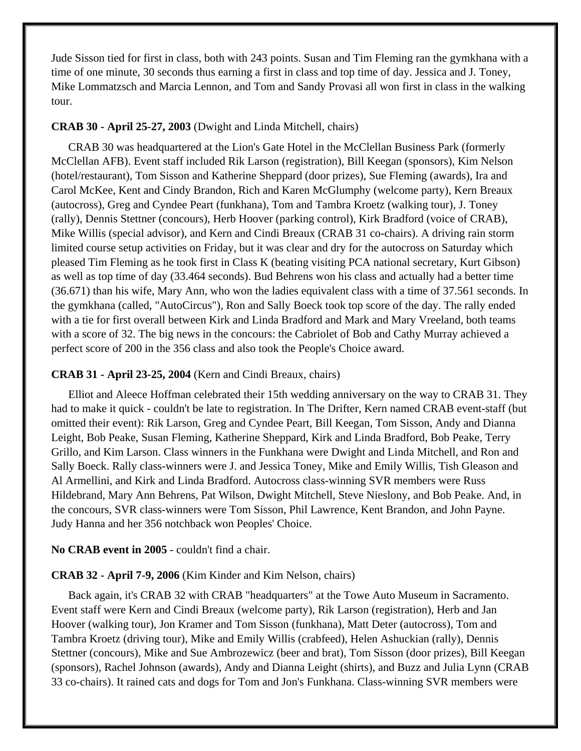Jude Sisson tied for first in class, both with 243 points. Susan and Tim Fleming ran the gymkhana with a time of one minute, 30 seconds thus earning a first in class and top time of day. Jessica and J. Toney, Mike Lommatzsch and Marcia Lennon, and Tom and Sandy Provasi all won first in class in the walking tour.

**CRAB 30 - April 25-27, 2003** (Dwight and Linda Mitchell, chairs)

CRAB 30 was headquartered at the Lion's Gate Hotel in the McClellan Business Park (formerly McClellan AFB). Event staff included Rik Larson (registration), Bill Keegan (sponsors), Kim Nelson (hotel/restaurant), Tom Sisson and Katherine Sheppard (door prizes), Sue Fleming (awards), Ira and Carol McKee, Kent and Cindy Brandon, Rich and Karen McGlumphy (welcome party), Kern Breaux (autocross), Greg and Cyndee Peart (funkhana), Tom and Tambra Kroetz (walking tour), J. Toney (rally), Dennis Stettner (concours), Herb Hoover (parking control), Kirk Bradford (voice of CRAB), Mike Willis (special advisor), and Kern and Cindi Breaux (CRAB 31 co-chairs). A driving rain storm limited course setup activities on Friday, but it was clear and dry for the autocross on Saturday which pleased Tim Fleming as he took first in Class K (beating visiting PCA national secretary, Kurt Gibson) as well as top time of day (33.464 seconds). Bud Behrens won his class and actually had a better time (36.671) than his wife, Mary Ann, who won the ladies equivalent class with a time of 37.561 seconds. In the gymkhana (called, "AutoCircus"), Ron and Sally Boeck took top score of the day. The rally ended with a tie for first overall between Kirk and Linda Bradford and Mark and Mary Vreeland, both teams with a score of 32. The big news in the concours: the Cabriolet of Bob and Cathy Murray achieved a perfect score of 200 in the 356 class and also took the People's Choice award.

**CRAB 31 - April 23-25, 2004** (Kern and Cindi Breaux, chairs)

Elliot and Aleece Hoffman celebrated their 15th wedding anniversary on the way to CRAB 31. They had to make it quick - couldn't be late to registration. In The Drifter, Kern named CRAB event-staff (but omitted their event): Rik Larson, Greg and Cyndee Peart, Bill Keegan, Tom Sisson, Andy and Dianna Leight, Bob Peake, Susan Fleming, Katherine Sheppard, Kirk and Linda Bradford, Bob Peake, Terry Grillo, and Kim Larson. Class winners in the Funkhana were Dwight and Linda Mitchell, and Ron and Sally Boeck. Rally class-winners were J. and Jessica Toney, Mike and Emily Willis, Tish Gleason and Al Armellini, and Kirk and Linda Bradford. Autocross class-winning SVR members were Russ Hildebrand, Mary Ann Behrens, Pat Wilson, Dwight Mitchell, Steve Nieslony, and Bob Peake. And, in the concours, SVR class-winners were Tom Sisson, Phil Lawrence, Kent Brandon, and John Payne. Judy Hanna and her 356 notchback won Peoples' Choice.

**No CRAB event in 2005** - couldn't find a chair.

**CRAB 32 - April 7-9, 2006** (Kim Kinder and Kim Nelson, chairs)

Back again, it's CRAB 32 with CRAB "headquarters" at the Towe Auto Museum in Sacramento. Event staff were Kern and Cindi Breaux (welcome party), Rik Larson (registration), Herb and Jan Hoover (walking tour), Jon Kramer and Tom Sisson (funkhana), Matt Deter (autocross), Tom and Tambra Kroetz (driving tour), Mike and Emily Willis (crabfeed), Helen Ashuckian (rally), Dennis Stettner (concours), Mike and Sue Ambrozewicz (beer and brat), Tom Sisson (door prizes), Bill Keegan (sponsors), Rachel Johnson (awards), Andy and Dianna Leight (shirts), and Buzz and Julia Lynn (CRAB 33 co-chairs). It rained cats and dogs for Tom and Jon's Funkhana. Class-winning SVR members were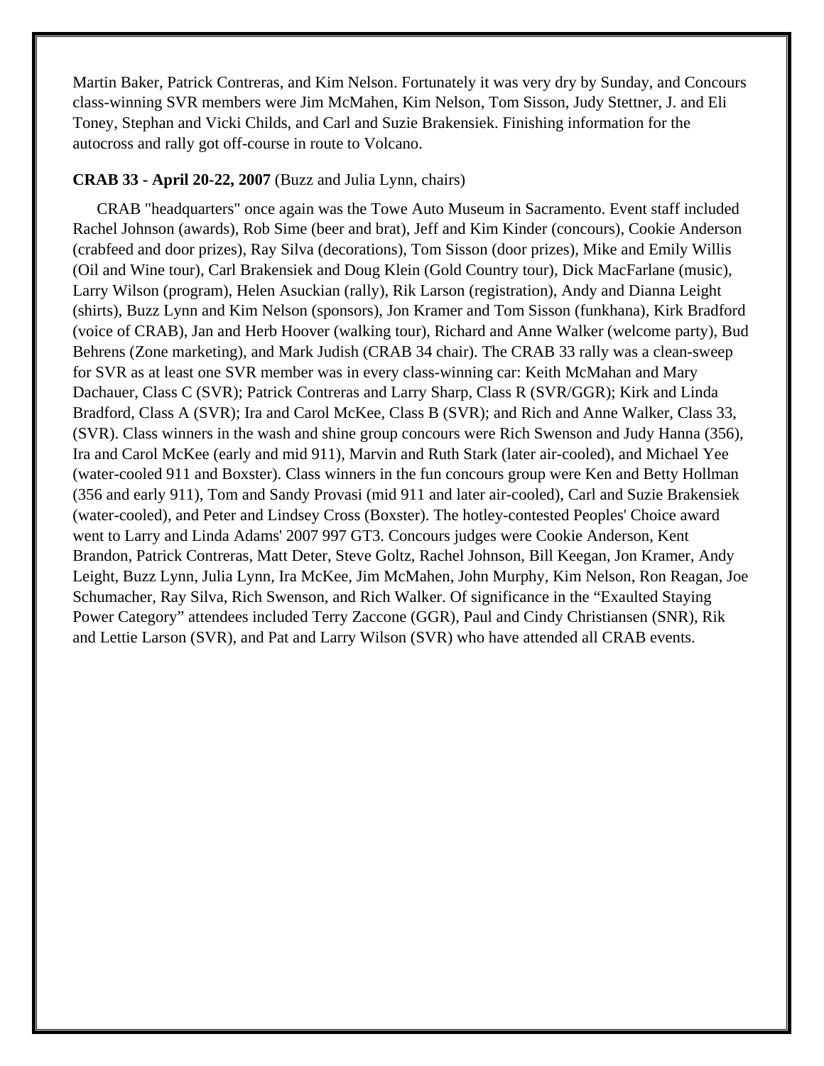Martin Baker, Patrick Contreras, and Kim Nelson. Fortunately it was very dry by Sunday, and Concours class-winning SVR members were Jim McMahen, Kim Nelson, Tom Sisson, Judy Stettner, J. and Eli Toney, Stephan and Vicki Childs, and Carl and Suzie Brakensiek. Finishing information for the autocross and rally got off-course in route to Volcano.

**CRAB 33 - April 20-22, 2007** (Buzz and Julia Lynn, chairs)

CRAB "headquarters" once again was the Towe Auto Museum in Sacramento. Event staff included Rachel Johnson (awards), Rob Sime (beer and brat), Jeff and Kim Kinder (concours), Cookie Anderson (crabfeed and door prizes), Ray Silva (decorations), Tom Sisson (door prizes), Mike and Emily Willis (Oil and Wine tour), Carl Brakensiek and Doug Klein (Gold Country tour), Dick MacFarlane (music), Larry Wilson (program), Helen Asuckian (rally), Rik Larson (registration), Andy and Dianna Leight (shirts), Buzz Lynn and Kim Nelson (sponsors), Jon Kramer and Tom Sisson (funkhana), Kirk Bradford (voice of CRAB), Jan and Herb Hoover (walking tour), Richard and Anne Walker (welcome party), Bud Behrens (Zone marketing), and Mark Judish (CRAB 34 chair). The CRAB 33 rally was a clean-sweep for SVR as at least one SVR member was in every class-winning car: Keith McMahan and Mary Dachauer, Class C (SVR); Patrick Contreras and Larry Sharp, Class R (SVR/GGR); Kirk and Linda Bradford, Class A (SVR); Ira and Carol McKee, Class B (SVR); and Rich and Anne Walker, Class 33, (SVR). Class winners in the wash and shine group concours were Rich Swenson and Judy Hanna (356), Ira and Carol McKee (early and mid 911), Marvin and Ruth Stark (later air-cooled), and Michael Yee (water-cooled 911 and Boxster). Class winners in the fun concours group were Ken and Betty Hollman (356 and early 911), Tom and Sandy Provasi (mid 911 and later air-cooled), Carl and Suzie Brakensiek (water-cooled), and Peter and Lindsey Cross (Boxster). The hotley-contested Peoples' Choice award went to Larry and Linda Adams' 2007 997 GT3. Concours judges were Cookie Anderson, Kent Brandon, Patrick Contreras, Matt Deter, Steve Goltz, Rachel Johnson, Bill Keegan, Jon Kramer, Andy Leight, Buzz Lynn, Julia Lynn, Ira McKee, Jim McMahen, John Murphy, Kim Nelson, Ron Reagan, Joe Schumacher, Ray Silva, Rich Swenson, and Rich Walker. Of significance in the "Exaulted Staying Power Category" attendees included Terry Zaccone (GGR), Paul and Cindy Christiansen (SNR), Rik and Lettie Larson (SVR), and Pat and Larry Wilson (SVR) who have attended all CRAB events.